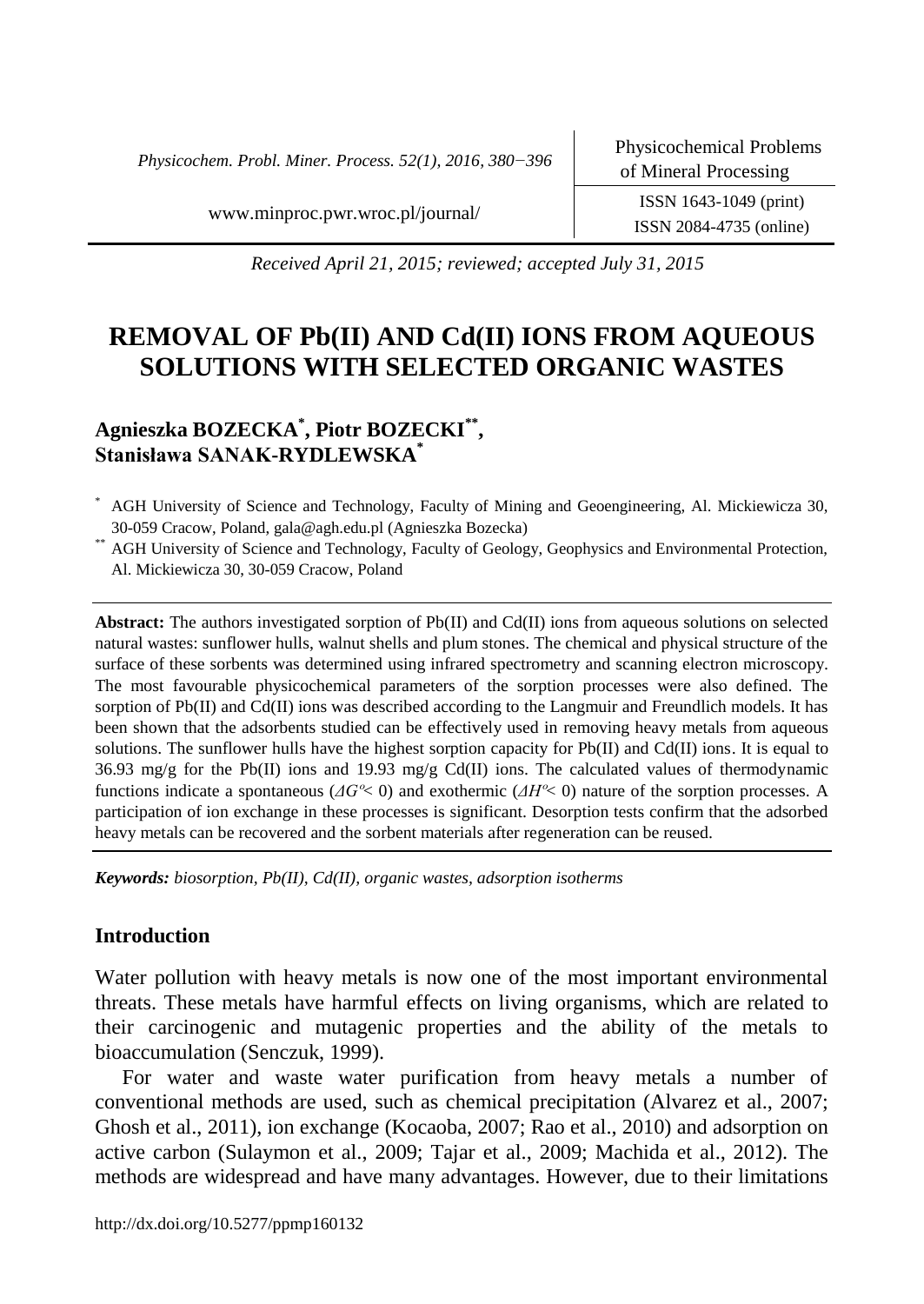Received April 21, 2015; reviewed; accepted July 31, 2015

# REMOVAL OF Pb(II) AND Cd(II) IONS FROM AQUEOUS SOLUTIONS WITH SELECTED ORGANIC WASTES

**Agnieszka BOZECKA[*], Piotr BOZECKI[**], Stanisława SANAK-RYDLEWSKA[*]**

[*] AGH University of Science and Technology, Faculty of Mining and Geoengineering, Al. Mickiewicza 30, 30-059 Cracow, Poland, gala@agh.edu.pl (Agnieszka Bozecka)

[**] AGH University of Science and Technology, Faculty of Geology, Geophysics and Environmental Protection, Al. Mickiewicza 30, 30-059 Cracow, Poland

**Abstract:** The authors investigated sorption of Pb(II) and Cd(II) ions from aqueous solutions on selected natural wastes: sunflower hulls, walnut shells and plum stones. The chemical and physical structure of the surface of these sorbents was determined using infrared spectrometry and scanning electron microscopy. The most favourable physicochemical parameters of the sorption processes were also defined. The sorption of Pb(II) and Cd(II) ions was described according to the Langmuir and Freundlich models. It has been shown that the adsorbents studied can be effectively used in removing heavy metals from aqueous solutions. The sunflower hulls have the highest sorption capacity for Pb(II) and Cd(II) ions. It is equal to 36.93 mg/g for the Pb(II) ions and 19.93 mg/g Cd(II) ions. The calculated values of thermodynamic functions indicate a spontaneous ($\Delta G^o < 0$) and exothermic ($\Delta H^o < 0$) nature of the sorption processes. A participation of ion exchange in these processes is significant. Desorption tests confirm that the adsorbed heavy metals can be recovered and the sorbent materials after regeneration can be reused.

***Keywords:*** *biosorption, Pb(II), Cd(II), organic wastes, adsorption isotherms*

## Introduction

Water pollution with heavy metals is now one of the most important environmental threats. These metals have harmful effects on living organisms, which are related to their carcinogenic and mutagenic properties and the ability of the metals to bioaccumulation (Senczuk, 1999).

For water and waste water purification from heavy metals a number of conventional methods are used, such as chemical precipitation (Alvarez et al., 2007; Ghosh et al., 2011), ion exchange (Kocaoba, 2007; Rao et al., 2010) and adsorption on active carbon (Sulaymon et al., 2009; Tajar et al., 2009; Machida et al., 2012). The methods are widespread and have many advantages. However, due to their limitations

http://dx.doi.org/10.5277/ppmp160132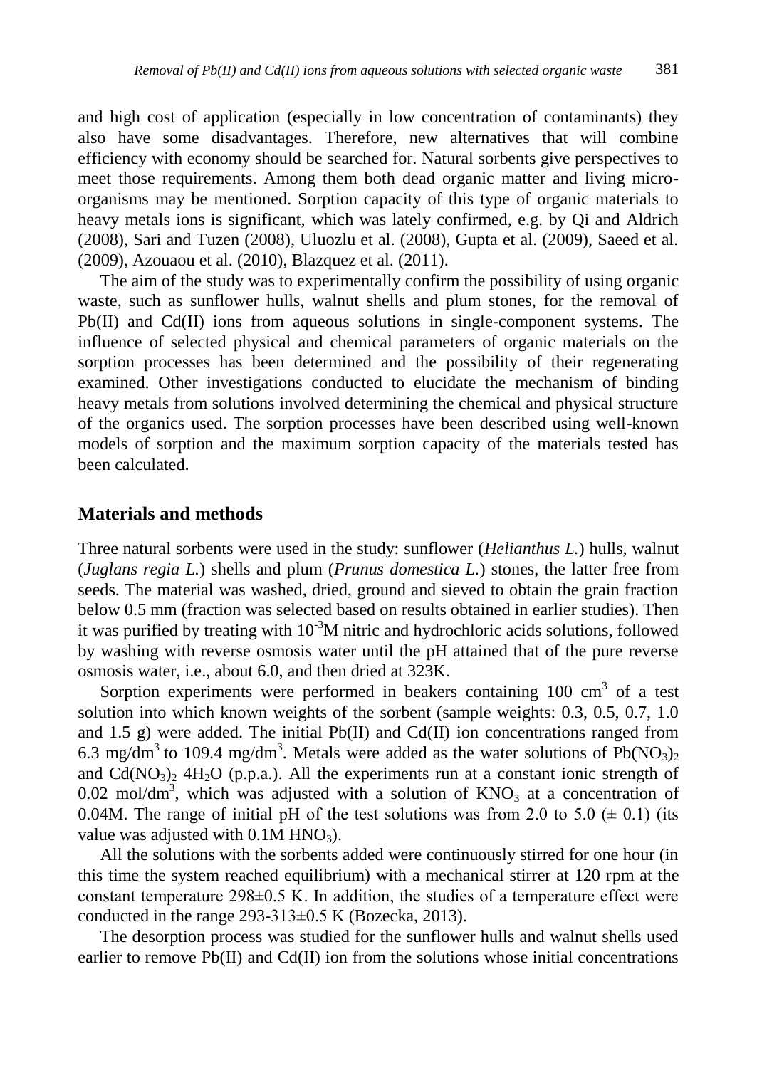and high cost of application (especially in low concentration of contaminants) they also have some disadvantages. Therefore, new alternatives that will combine efficiency with economy should be searched for. Natural sorbents give perspectives to meet those requirements. Among them both dead organic matter and living microorganisms may be mentioned. Sorption capacity of this type of organic materials to heavy metals ions is significant, which was lately confirmed, e.g. by Qi and Aldrich (2008), Sari and Tuzen (2008), Uluozlu et al. (2008), Gupta et al. (2009), Saeed et al. (2009), Azouaou et al. (2010), Blazquez et al. (2011).

The aim of the study was to experimentally confirm the possibility of using organic waste, such as sunflower hulls, walnut shells and plum stones, for the removal of Pb(II) and Cd(II) ions from aqueous solutions in single-component systems. The influence of selected physical and chemical parameters of organic materials on the sorption processes has been determined and the possibility of their regenerating examined. Other investigations conducted to elucidate the mechanism of binding heavy metals from solutions involved determining the chemical and physical structure of the organics used. The sorption processes have been described using well-known models of sorption and the maximum sorption capacity of the materials tested has been calculated.

## Materials and methods

Three natural sorbents were used in the study: sunflower (*Helianthus L.*) hulls, walnut (*Juglans regia L.*) shells and plum (*Prunus domestica L.*) stones, the latter free from seeds. The material was washed, dried, ground and sieved to obtain the grain fraction below 0.5 mm (fraction was selected based on results obtained in earlier studies). Then it was purified by treating with $10^{-3}$M nitric and hydrochloric acids solutions, followed by washing with reverse osmosis water until the pH attained that of the pure reverse osmosis water, i.e., about 6.0, and then dried at 323K.

Sorption experiments were performed in beakers containing 100 $cm^3$ of a test solution into which known weights of the sorbent (sample weights: 0.3, 0.5, 0.7, 1.0 and 1.5 g) were added. The initial Pb(II) and Cd(II) ion concentrations ranged from 6.3 $mg/dm^3$ to 109.4 $mg/dm^3$. Metals were added as the water solutions of $Pb(NO_3)_2$ and $Cd(NO_3)_2$ $4H_2O$ (p.p.a.). All the experiments run at a constant ionic strength of 0.02 $mol/dm^3$, which was adjusted with a solution of $KNO_3$ at a concentration of 0.04M. The range of initial pH of the test solutions was from 2.0 to 5.0 ($\pm$ 0.1) (its value was adjusted with 0.1M $HNO_3$).

All the solutions with the sorbents added were continuously stirred for one hour (in this time the system reached equilibrium) with a mechanical stirrer at 120 rpm at the constant temperature 298$\pm$0.5 K. In addition, the studies of a temperature effect were conducted in the range 293-313$\pm$0.5 K (Bozecka, 2013).

The desorption process was studied for the sunflower hulls and walnut shells used earlier to remove Pb(II) and Cd(II) ion from the solutions whose initial concentrations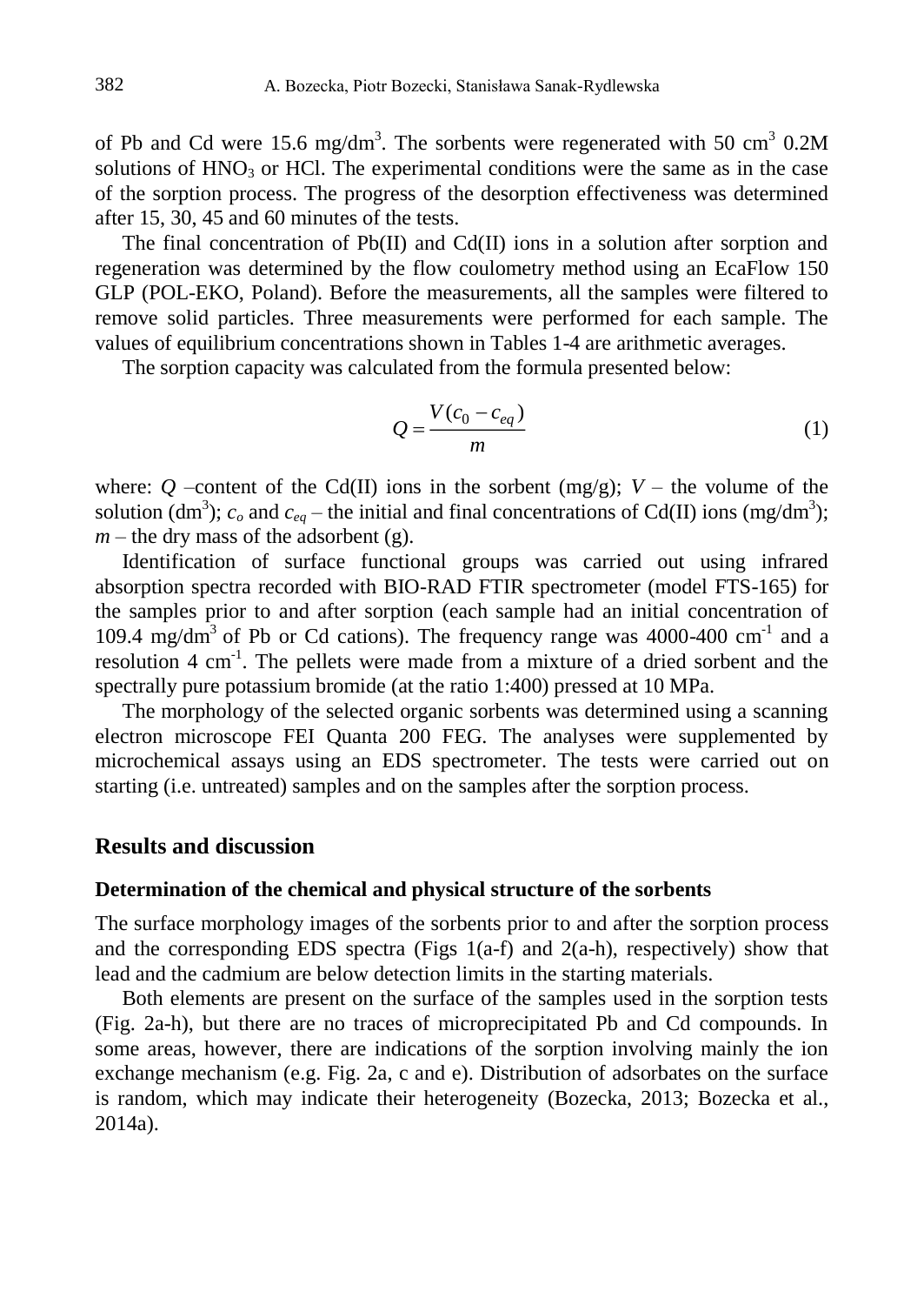of Pb and Cd were 15.6 mg/dm$^3$. The sorbents were regenerated with 50 cm$^3$ 0.2M solutions of $HNO_3$ or HCl. The experimental conditions were the same as in the case of the sorption process. The progress of the desorption effectiveness was determined after 15, 30, 45 and 60 minutes of the tests.

The final concentration of Pb(II) and Cd(II) ions in a solution after sorption and regeneration was determined by the flow coulometry method using an EcaFlow 150 GLP (POL-EKO, Poland). Before the measurements, all the samples were filtered to remove solid particles. Three measurements were performed for each sample. The values of equilibrium concentrations shown in Tables 1-4 are arithmetic averages.

The sorption capacity was calculated from the formula presented below:

$$Q = \frac{V(c_0 - c_{eq})}{m} \tag{1}$$

where: $Q$ –content of the Cd(II) ions in the sorbent (mg/g); $V$ – the volume of the solution (dm$^3$); $c_o$ and $c_{eq}$ – the initial and final concentrations of Cd(II) ions (mg/dm$^3$); $m$ – the dry mass of the adsorbent (g).

Identification of surface functional groups was carried out using infrared absorption spectra recorded with BIO-RAD FTIR spectrometer (model FTS-165) for the samples prior to and after sorption (each sample had an initial concentration of 109.4 mg/dm$^3$ of Pb or Cd cations). The frequency range was 4000-400 cm$^{-1}$ and a resolution 4 cm$^{-1}$. The pellets were made from a mixture of a dried sorbent and the spectrally pure potassium bromide (at the ratio 1:400) pressed at 10 MPa.

The morphology of the selected organic sorbents was determined using a scanning electron microscope FEI Quanta 200 FEG. The analyses were supplemented by microchemical assays using an EDS spectrometer. The tests were carried out on starting (i.e. untreated) samples and on the samples after the sorption process.

## Results and discussion

### Determination of the chemical and physical structure of the sorbents

The surface morphology images of the sorbents prior to and after the sorption process and the corresponding EDS spectra (Figs 1(a-f) and 2(a-h), respectively) show that lead and the cadmium are below detection limits in the starting materials.

Both elements are present on the surface of the samples used in the sorption tests (Fig. 2a-h), but there are no traces of microprecipitated Pb and Cd compounds. In some areas, however, there are indications of the sorption involving mainly the ion exchange mechanism (e.g. Fig. 2a, c and e). Distribution of adsorbates on the surface is random, which may indicate their heterogeneity (Bozecka, 2013; Bozecka et al., 2014a).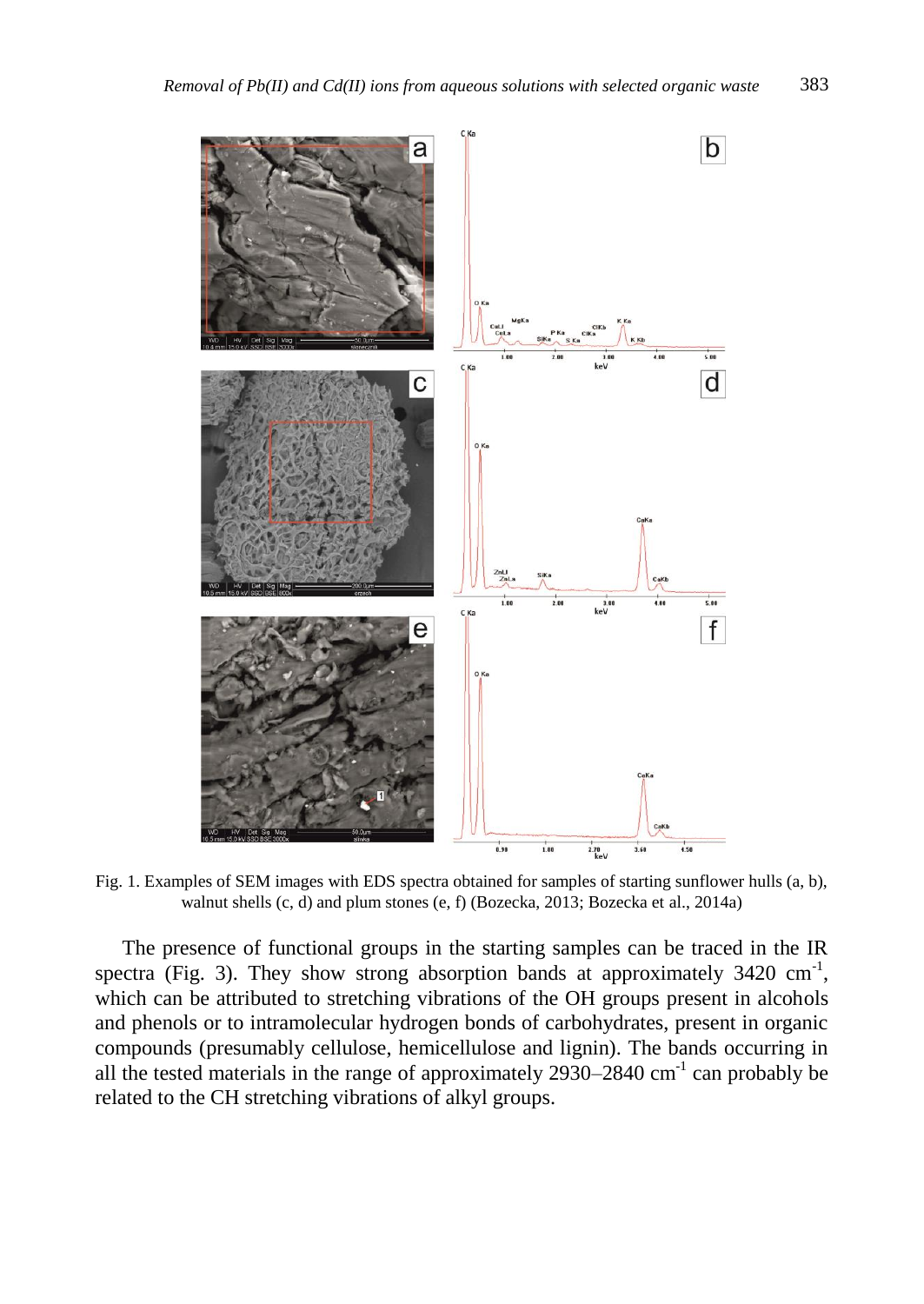Fig. 1. Examples of SEM images with EDS spectra obtained for samples of starting sunflower hulls (a, b), walnut shells (c, d) and plum stones (e, f) (Bozecka, 2013; Bozecka et al., 2014a)

The presence of functional groups in the starting samples can be traced in the IR spectra (Fig. 3). They show strong absorption bands at approximately 3420 $cm^{-1}$, which can be attributed to stretching vibrations of the OH groups present in alcohols and phenols or to intramolecular hydrogen bonds of carbohydrates, present in organic compounds (presumably cellulose, hemicellulose and lignin). The bands occurring in all the tested materials in the range of approximately 2930–2840 $cm^{-1}$ can probably be related to the CH stretching vibrations of alkyl groups.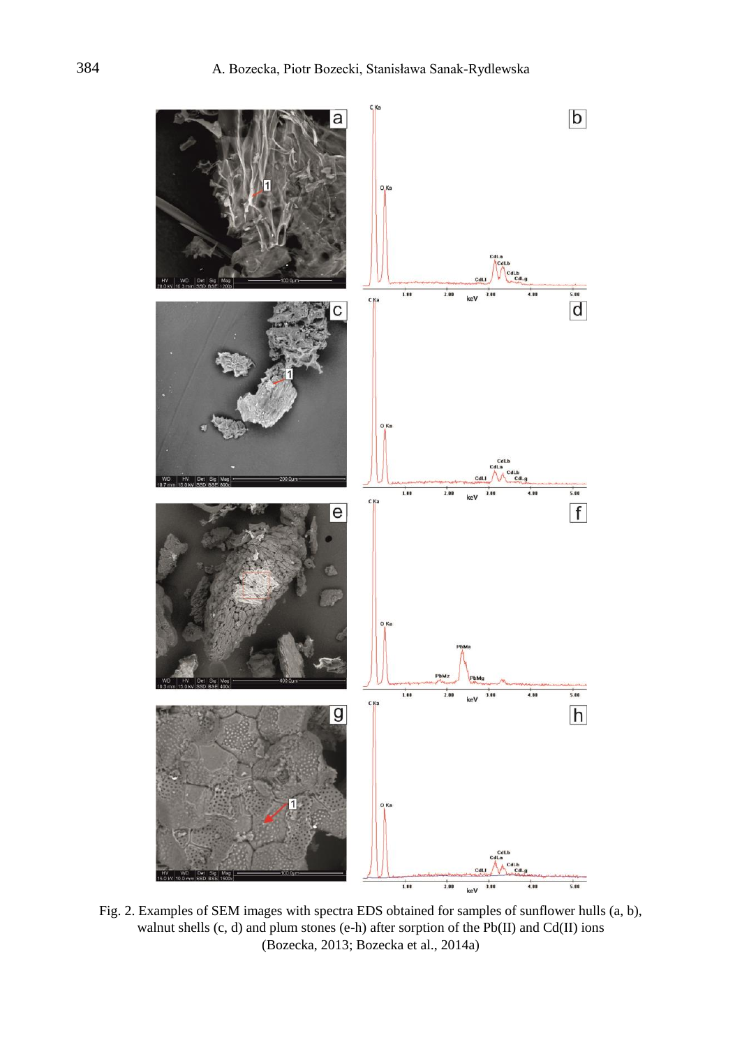Fig. 2. Examples of SEM images with spectra EDS obtained for samples of sunflower hulls (a, b), walnut shells (c, d) and plum stones (e-h) after sorption of the Pb(II) and Cd(II) ions (Bozecka, 2013; Bozecka et al., 2014a)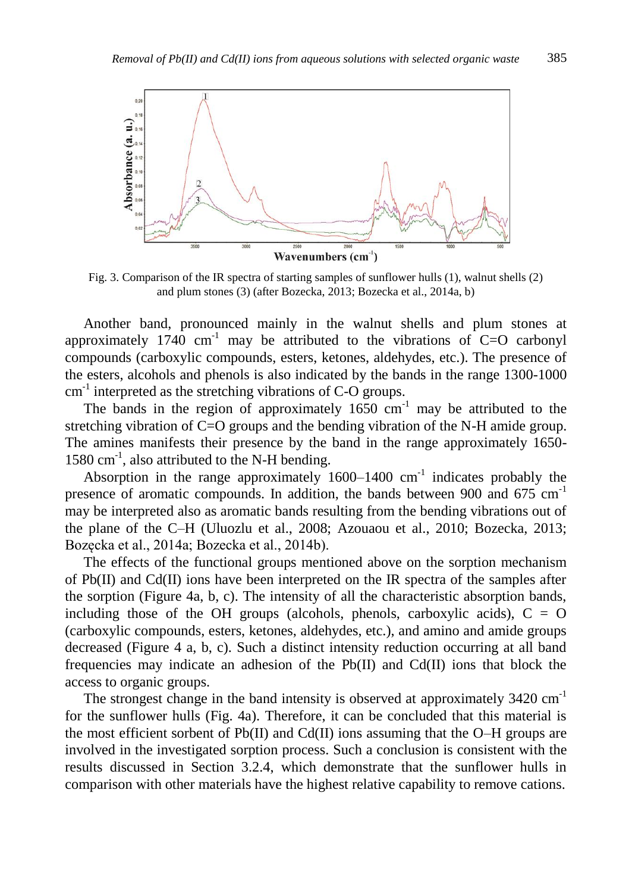Fig. 3. Comparison of the IR spectra of starting samples of sunflower hulls (1), walnut shells (2) and plum stones (3) (after Bozecka, 2013; Bozecka et al., 2014a, b)

Another band, pronounced mainly in the walnut shells and plum stones at approximately 1740 $cm^{-1}$ may be attributed to the vibrations of C=O carbonyl compounds (carboxylic compounds, esters, ketones, aldehydes, etc.). The presence of the esters, alcohols and phenols is also indicated by the bands in the range 1300-1000 $cm^{-1}$ interpreted as the stretching vibrations of C-O groups.

The bands in the region of approximately 1650 $cm^{-1}$ may be attributed to the stretching vibration of C=O groups and the bending vibration of the N-H amide group. The amines manifests their presence by the band in the range approximately 1650-1580 $cm^{-1}$, also attributed to the N-H bending.

Absorption in the range approximately 1600–1400 $cm^{-1}$ indicates probably the presence of aromatic compounds. In addition, the bands between 900 and 675 $cm^{-1}$ may be interpreted also as aromatic bands resulting from the bending vibrations out of the plane of the C–H (Uluozlu et al., 2008; Azouaou et al., 2010; Bozecka, 2013; Bozęcka et al., 2014a; Bozecka et al., 2014b).

The effects of the functional groups mentioned above on the sorption mechanism of Pb(II) and Cd(II) ions have been interpreted on the IR spectra of the samples after the sorption (Figure 4a, b, c). The intensity of all the characteristic absorption bands, including those of the OH groups (alcohols, phenols, carboxylic acids), C = O (carboxylic compounds, esters, ketones, aldehydes, etc.), and amino and amide groups decreased (Figure 4 a, b, c). Such a distinct intensity reduction occurring at all band frequencies may indicate an adhesion of the Pb(II) and Cd(II) ions that block the access to organic groups.

The strongest change in the band intensity is observed at approximately 3420 $cm^{-1}$ for the sunflower hulls (Fig. 4a). Therefore, it can be concluded that this material is the most efficient sorbent of Pb(II) and Cd(II) ions assuming that the O–H groups are involved in the investigated sorption process. Such a conclusion is consistent with the results discussed in Section 3.2.4, which demonstrate that the sunflower hulls in comparison with other materials have the highest relative capability to remove cations.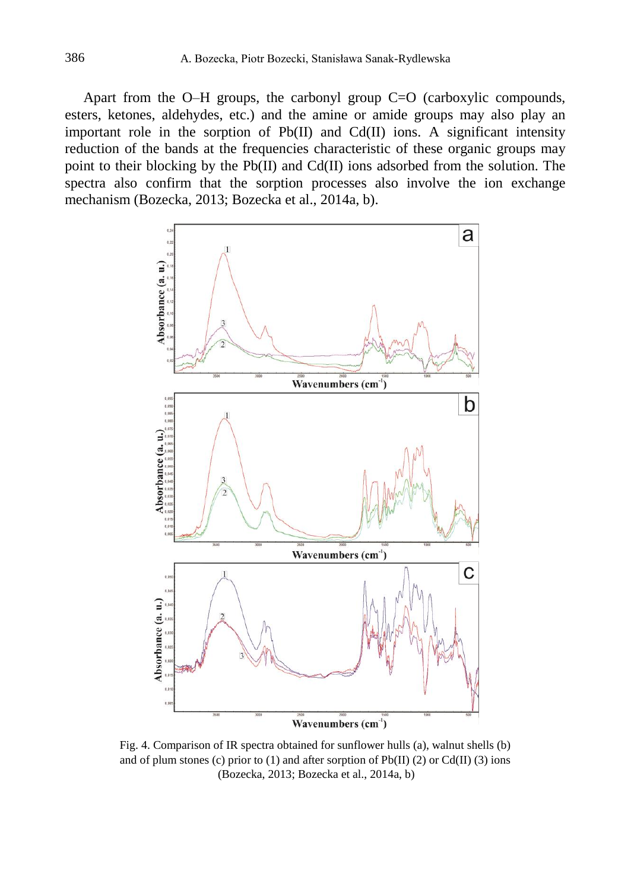Apart from the O–H groups, the carbonyl group C=O (carboxylic compounds, esters, ketones, aldehydes, etc.) and the amine or amide groups may also play an important role in the sorption of Pb(II) and Cd(II) ions. A significant intensity reduction of the bands at the frequencies characteristic of these organic groups may point to their blocking by the Pb(II) and Cd(II) ions adsorbed from the solution. The spectra also confirm that the sorption processes also involve the ion exchange mechanism (Bozecka, 2013; Bozecka et al., 2014a, b).

Fig. 4. Comparison of IR spectra obtained for sunflower hulls (a), walnut shells (b) and of plum stones (c) prior to (1) and after sorption of Pb(II) (2) or Cd(II) (3) ions (Bozecka, 2013; Bozecka et al., 2014a, b)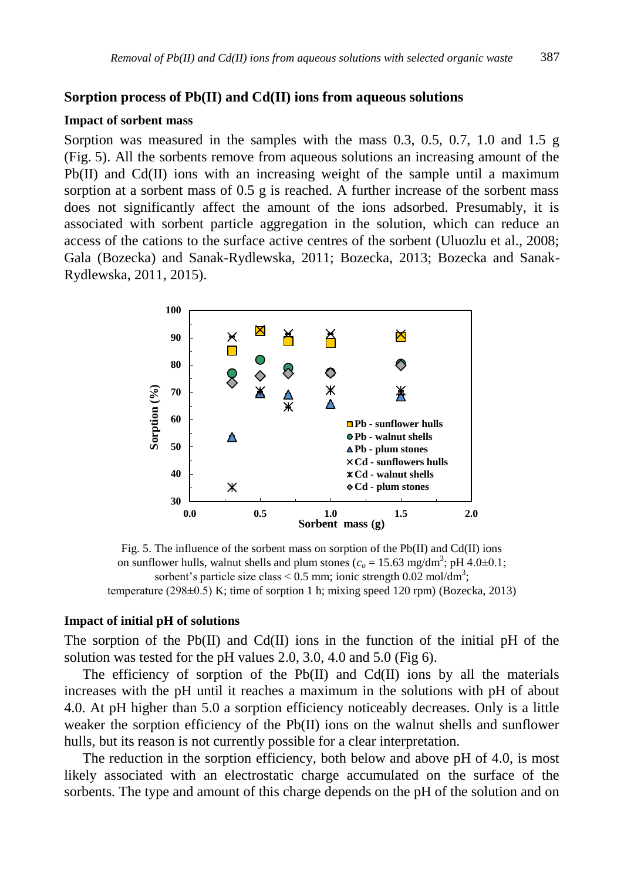## Sorption process of Pb(II) and Cd(II) ions from aqueous solutions

### Impact of sorbent mass

Sorption was measured in the samples with the mass 0.3, 0.5, 0.7, 1.0 and 1.5 g (Fig. 5). All the sorbents remove from aqueous solutions an increasing amount of the Pb(II) and Cd(II) ions with an increasing weight of the sample until a maximum sorption at a sorbent mass of 0.5 g is reached. A further increase of the sorbent mass does not significantly affect the amount of the ions adsorbed. Presumably, it is associated with sorbent particle aggregation in the solution, which can reduce an access of the cations to the surface active centres of the sorbent (Uluozlu et al., 2008; Gala (Bozecka) and Sanak-Rydlewska, 2011; Bozecka, 2013; Bozecka and Sanak-Rydlewska, 2011, 2015).

Fig. 5. The influence of the sorbent mass on sorption of the Pb(II) and Cd(II) ions on sunflower hulls, walnut shells and plum stones ($c_o$ = 15.63 mg/dm$^3$; pH 4.0±0.1; sorbent's particle size class < 0.5 mm; ionic strength 0.02 mol/dm$^3$; temperature (298±0.5) K; time of sorption 1 h; mixing speed 120 rpm) (Bozecka, 2013)

### Impact of initial pH of solutions

The sorption of the Pb(II) and Cd(II) ions in the function of the initial pH of the solution was tested for the pH values 2.0, 3.0, 4.0 and 5.0 (Fig 6).

The efficiency of sorption of the Pb(II) and Cd(II) ions by all the materials increases with the pH until it reaches a maximum in the solutions with pH of about 4.0. At pH higher than 5.0 a sorption efficiency noticeably decreases. Only is a little weaker the sorption efficiency of the Pb(II) ions on the walnut shells and sunflower hulls, but its reason is not currently possible for a clear interpretation.

The reduction in the sorption efficiency, both below and above pH of 4.0, is most likely associated with an electrostatic charge accumulated on the surface of the sorbents. The type and amount of this charge depends on the pH of the solution and on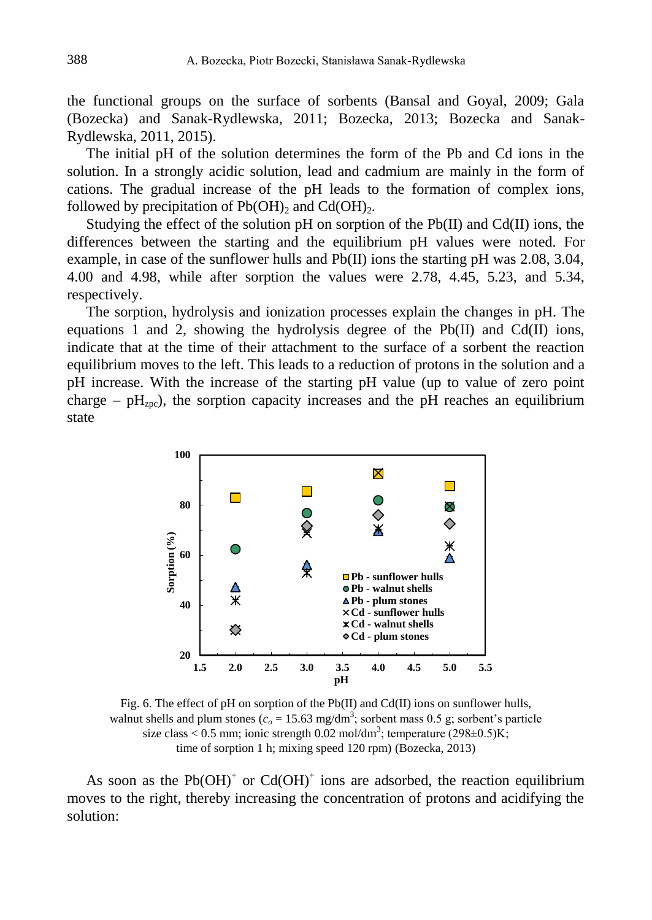the functional groups on the surface of sorbents (Bansal and Goyal, 2009; Gala (Bozecka) and Sanak-Rydlewska, 2011; Bozecka, 2013; Bozecka and Sanak-Rydlewska, 2011, 2015).

The initial pH of the solution determines the form of the Pb and Cd ions in the solution. In a strongly acidic solution, lead and cadmium are mainly in the form of cations. The gradual increase of the pH leads to the formation of complex ions, followed by precipitation of $Pb(OH)_2$ and $Cd(OH)_2$.

Studying the effect of the solution pH on sorption of the Pb(II) and Cd(II) ions, the differences between the starting and the equilibrium pH values were noted. For example, in case of the sunflower hulls and Pb(II) ions the starting pH was 2.08, 3.04, 4.00 and 4.98, while after sorption the values were 2.78, 4.45, 5.23, and 5.34, respectively.

The sorption, hydrolysis and ionization processes explain the changes in pH. The equations 1 and 2, showing the hydrolysis degree of the Pb(II) and Cd(II) ions, indicate that at the time of their attachment to the surface of a sorbent the reaction equilibrium moves to the left. This leads to a reduction of protons in the solution and a pH increase. With the increase of the starting pH value (up to value of zero point charge – $pH_{zpc}$), the sorption capacity increases and the pH reaches an equilibrium state

Fig. 6. The effect of pH on sorption of the Pb(II) and Cd(II) ions on sunflower hulls, walnut shells and plum stones ($c_o$ = 15.63 mg/dm$^3$; sorbent mass 0.5 g; sorbent's particle size class < 0.5 mm; ionic strength 0.02 mol/dm$^3$; temperature (298±0.5)K; time of sorption 1 h; mixing speed 120 rpm) (Bozecka, 2013)

As soon as the $Pb(OH)^+$ or $Cd(OH)^+$ ions are adsorbed, the reaction equilibrium moves to the right, thereby increasing the concentration of protons and acidifying the solution: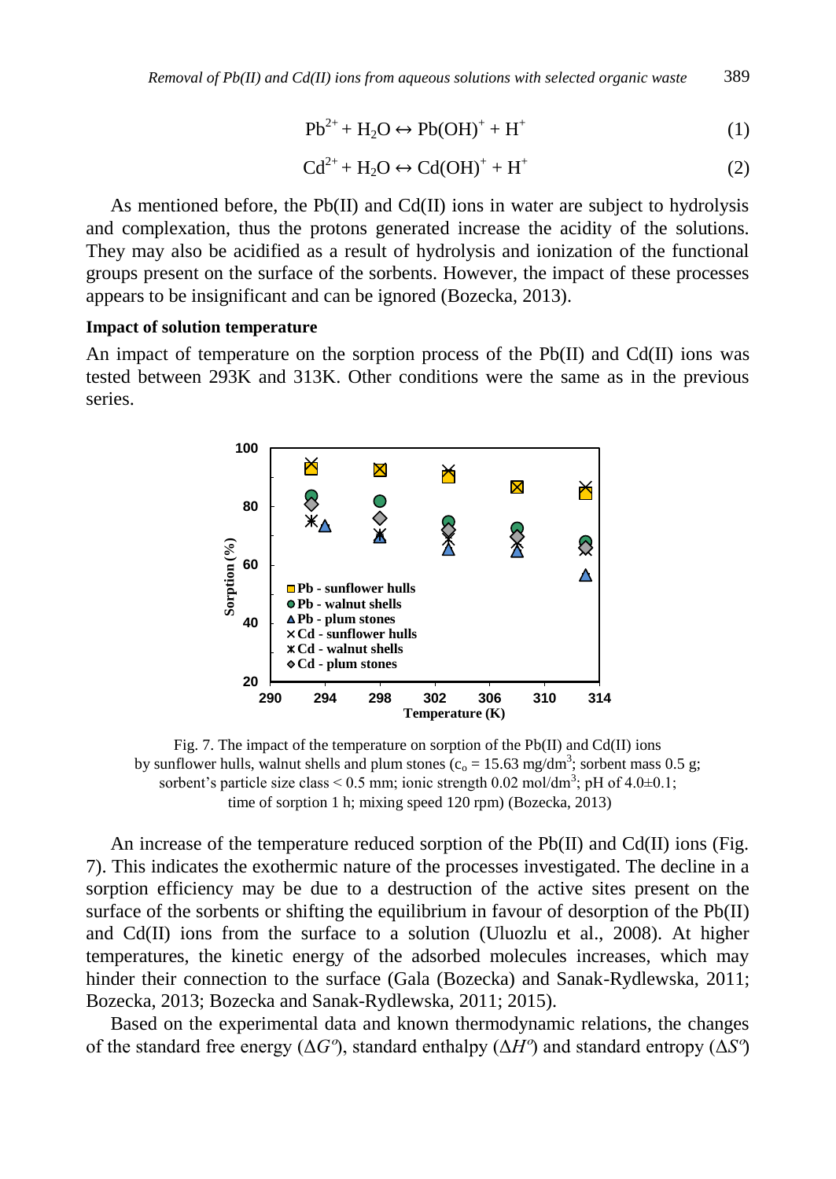$$Pb^{2+} + H_2O \leftrightarrow Pb(OH)^{+} + H^{+} \quad (1)$$

$$Cd^{2+} + H_2O \leftrightarrow Cd(OH)^{+} + H^{+} \quad (2)$$

As mentioned before, the Pb(II) and Cd(II) ions in water are subject to hydrolysis and complexation, thus the protons generated increase the acidity of the solutions. They may also be acidified as a result of hydrolysis and ionization of the functional groups present on the surface of the sorbents. However, the impact of these processes appears to be insignificant and can be ignored (Bozecka, 2013).

**Impact of solution temperature**

An impact of temperature on the sorption process of the Pb(II) and Cd(II) ions was tested between 293K and 313K. Other conditions were the same as in the previous series.

Fig. 7. The impact of the temperature on sorption of the Pb(II) and Cd(II) ions by sunflower hulls, walnut shells and plum stones ($c_o$ = 15.63 mg/dm$^3$; sorbent mass 0.5 g; sorbent's particle size class < 0.5 mm; ionic strength 0.02 mol/dm$^3$; pH of 4.0±0.1; time of sorption 1 h; mixing speed 120 rpm) (Bozecka, 2013)

An increase of the temperature reduced sorption of the Pb(II) and Cd(II) ions (Fig. 7). This indicates the exothermic nature of the processes investigated. The decline in a sorption efficiency may be due to a destruction of the active sites present on the surface of the sorbents or shifting the equilibrium in favour of desorption of the Pb(II) and Cd(II) ions from the surface to a solution (Uluozlu et al., 2008). At higher temperatures, the kinetic energy of the adsorbed molecules increases, which may hinder their connection to the surface (Gala (Bozecka) and Sanak-Rydlewska, 2011; Bozecka, 2013; Bozecka and Sanak-Rydlewska, 2011; 2015).

Based on the experimental data and known thermodynamic relations, the changes of the standard free energy ($\Delta G^o$), standard enthalpy ($\Delta H^o$) and standard entropy ($\Delta S^o$)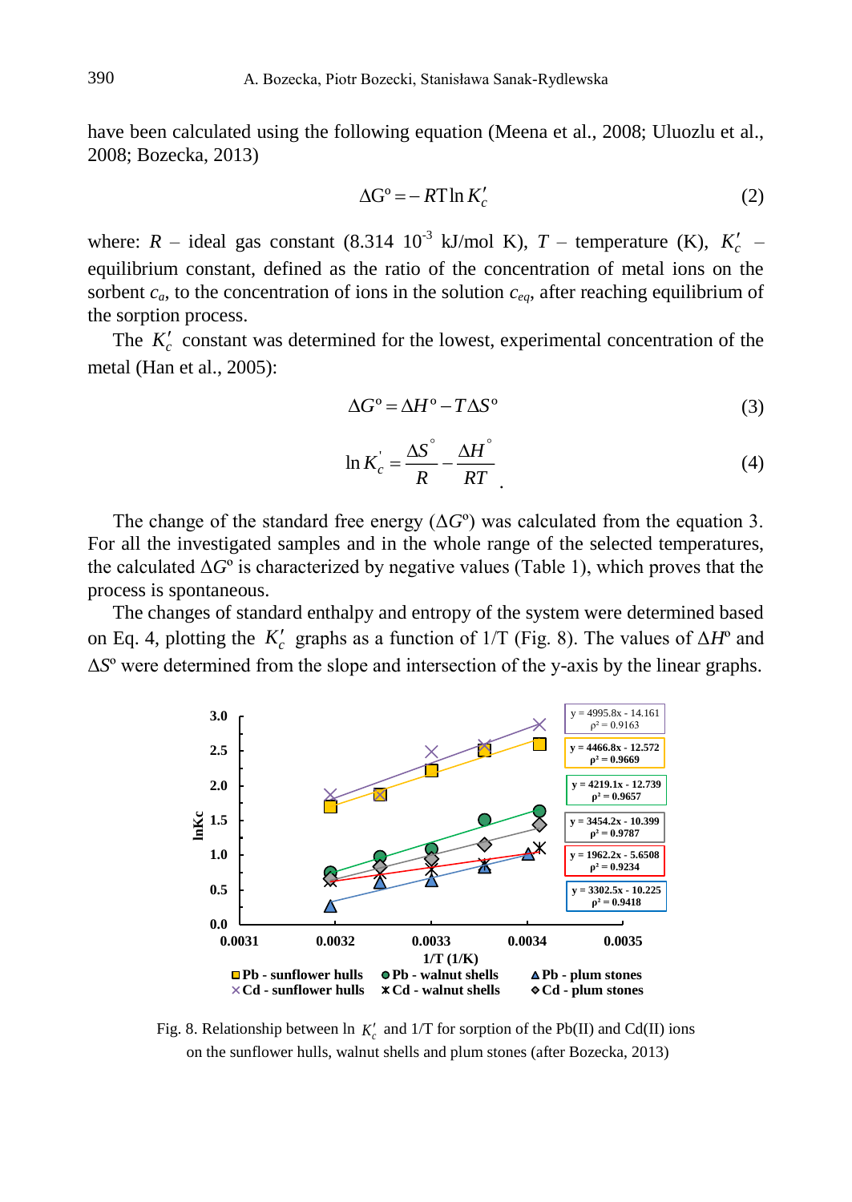have been calculated using the following equation (Meena et al., 2008; Uluozlu et al., 2008; Bozecka, 2013)

$$\Delta G^{o} = -RT\ln K_c' \tag{2}$$

where: $R$ – ideal gas constant (8.314 $10^{-3}$ kJ/mol K), $T$ – temperature (K), $K_c'$ – equilibrium constant, defined as the ratio of the concentration of metal ions on the sorbent $c_a$, to the concentration of ions in the solution $c_{eq}$, after reaching equilibrium of the sorption process.

The $K_c'$ constant was determined for the lowest, experimental concentration of the metal (Han et al., 2005):

$$\Delta G^{o} = \Delta H^{o} - T\Delta S^{o} \tag{3}$$

$$\ln K_c' = \frac{\Delta S^{\circ}}{R} - \frac{\Delta H^{\circ}}{RT} \tag{4}$$

The change of the standard free energy ($\Delta G^{o}$) was calculated from the equation 3. For all the investigated samples and in the whole range of the selected temperatures, the calculated $\Delta G^{o}$ is characterized by negative values (Table 1), which proves that the process is spontaneous.

The changes of standard enthalpy and entropy of the system were determined based on Eq. 4, plotting the $K_c'$ graphs as a function of 1/T (Fig. 8). The values of $\Delta H^{o}$ and $\Delta S^{o}$ were determined from the slope and intersection of the y-axis by the linear graphs.

Fig. 8. Relationship between ln $K_c'$ and 1/T for sorption of the Pb(II) and Cd(II) ions on the sunflower hulls, walnut shells and plum stones (after Bozecka, 2013)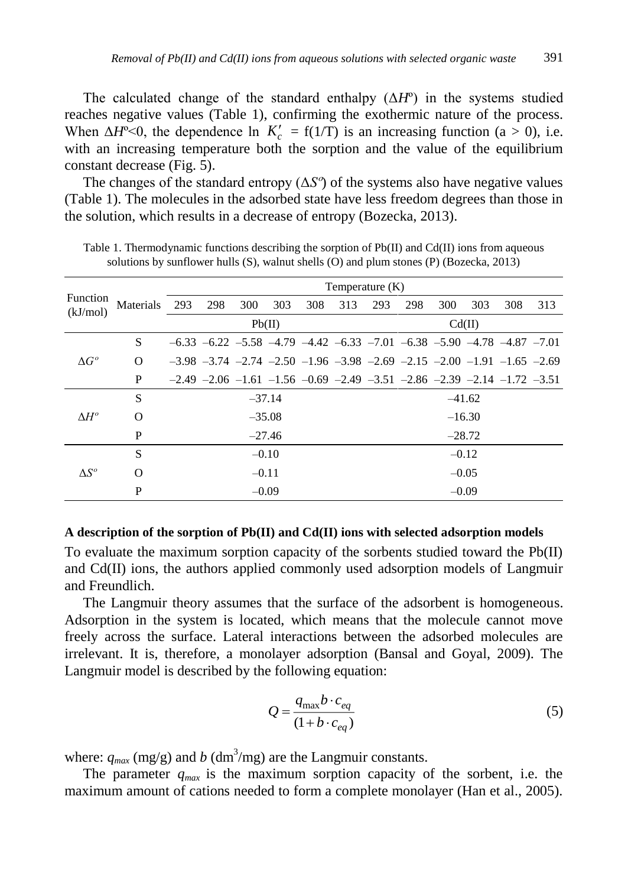The calculated change of the standard enthalpy ($\Delta H^o$) in the systems studied reaches negative values (Table 1), confirming the exothermic nature of the process. When $\Delta H^o$<0, the dependence ln $K_c' = f(1/T)$ is an increasing function (a > 0), i.e. with an increasing temperature both the sorption and the value of the equilibrium constant decrease (Fig. 5).

The changes of the standard entropy ($\Delta S^o$) of the systems also have negative values (Table 1). The molecules in the adsorbed state have less freedom degrees than those in the solution, which results in a decrease of entropy (Bozecka, 2013).

Table 1. Thermodynamic functions describing the sorption of Pb(II) and Cd(II) ions from aqueous solutions by sunflower hulls (S), walnut shells (O) and plum stones (P) (Bozecka, 2013)

| Function (kJ/mol) | Materials | Temperature (K) | | | | | | | | | | | |
|---|---|---|---|---|---|---|---|---|---|---|---|---|---|
| | | 293 | 298 | 300 | 303 | 308 | 313 | 293 | 298 | 300 | 303 | 308 | 313 |
| | | Pb(II) | | | | | | Cd(II) | | | | | |
| $\Delta G^o$ | S | –6.33 | –6.22 | –5.58 | –4.79 | –4.42 | –6.33 | –7.01 | –6.38 | –5.90 | –4.78 | –4.87 | –7.01 |
| | O | –3.98 | –3.74 | –2.74 | –2.50 | –1.96 | –3.98 | –2.69 | –2.15 | –2.00 | –1.91 | –1.65 | –2.69 |
| | P | –2.49 | –2.06 | –1.61 | –1.56 | –0.69 | –2.49 | –3.51 | –2.86 | –2.39 | –2.14 | –1.72 | –3.51 |
| $\Delta H^o$ | S | –37.14 | | | | | | –41.62 | | | | | |
| | O | –35.08 | | | | | | –16.30 | | | | | |
| | P | –27.46 | | | | | | –28.72 | | | | | |
| $\Delta S^o$ | S | –0.10 | | | | | | –0.12 | | | | | |
| | O | –0.11 | | | | | | –0.05 | | | | | |
| | P | –0.09 | | | | | | –0.09 | | | | | |

**A description of the sorption of Pb(II) and Cd(II) ions with selected adsorption models**

To evaluate the maximum sorption capacity of the sorbents studied toward the Pb(II) and Cd(II) ions, the authors applied commonly used adsorption models of Langmuir and Freundlich.

The Langmuir theory assumes that the surface of the adsorbent is homogeneous. Adsorption in the system is located, which means that the molecule cannot move freely across the surface. Lateral interactions between the adsorbed molecules are irrelevant. It is, therefore, a monolayer adsorption (Bansal and Goyal, 2009). The Langmuir model is described by the following equation:

$$Q = \frac{q_{max} b \cdot c_{eq}}{(1 + b \cdot c_{eq})} \tag{5}$$

where: $q_{max}$ (mg/g) and $b$ (dm$^3$/mg) are the Langmuir constants.

The parameter $q_{max}$ is the maximum sorption capacity of the sorbent, i.e. the maximum amount of cations needed to form a complete monolayer (Han et al., 2005).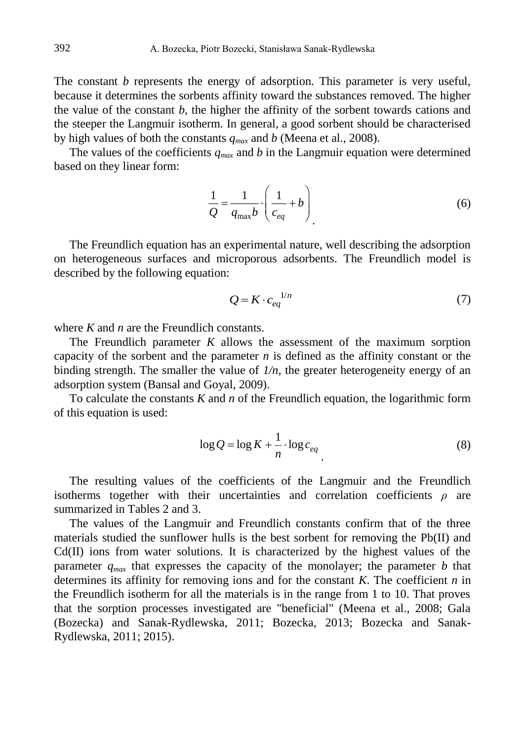The constant $b$ represents the energy of adsorption. This parameter is very useful, because it determines the sorbents affinity toward the substances removed. The higher the value of the constant $b$, the higher the affinity of the sorbent towards cations and the steeper the Langmuir isotherm. In general, a good sorbent should be characterised by high values of both the constants $q_{max}$ and $b$ (Meena et al., 2008).

The values of the coefficients $q_{max}$ and $b$ in the Langmuir equation were determined based on they linear form:

$$\frac{1}{Q} = \frac{1}{q_{\max} b} \cdot \left( \frac{1}{c_{eq}} + b \right) \tag{6}$$

The Freundlich equation has an experimental nature, well describing the adsorption on heterogeneous surfaces and microporous adsorbents. The Freundlich model is described by the following equation:

$$Q = K \cdot c_{eq}^{\;1/n} \tag{7}$$

where $K$ and $n$ are the Freundlich constants.

The Freundlich parameter $K$ allows the assessment of the maximum sorption capacity of the sorbent and the parameter $n$ is defined as the affinity constant or the binding strength. The smaller the value of $1/n$, the greater heterogeneity energy of an adsorption system (Bansal and Goyal, 2009).

To calculate the constants $K$ and $n$ of the Freundlich equation, the logarithmic form of this equation is used:

$$\log Q = \log K + \frac{1}{n} \cdot \log c_{eq} \tag{8}$$

The resulting values of the coefficients of the Langmuir and the Freundlich isotherms together with their uncertainties and correlation coefficients $\rho$ are summarized in Tables 2 and 3.

The values of the Langmuir and Freundlich constants confirm that of the three materials studied the sunflower hulls is the best sorbent for removing the Pb(II) and Cd(II) ions from water solutions. It is characterized by the highest values of the parameter $q_{max}$ that expresses the capacity of the monolayer; the parameter $b$ that determines its affinity for removing ions and for the constant $K$. The coefficient $n$ in the Freundlich isotherm for all the materials is in the range from 1 to 10. That proves that the sorption processes investigated are "beneficial" (Meena et al., 2008; Gala (Bozecka) and Sanak-Rydlewska, 2011; Bozecka, 2013; Bozecka and Sanak-Rydlewska, 2011; 2015).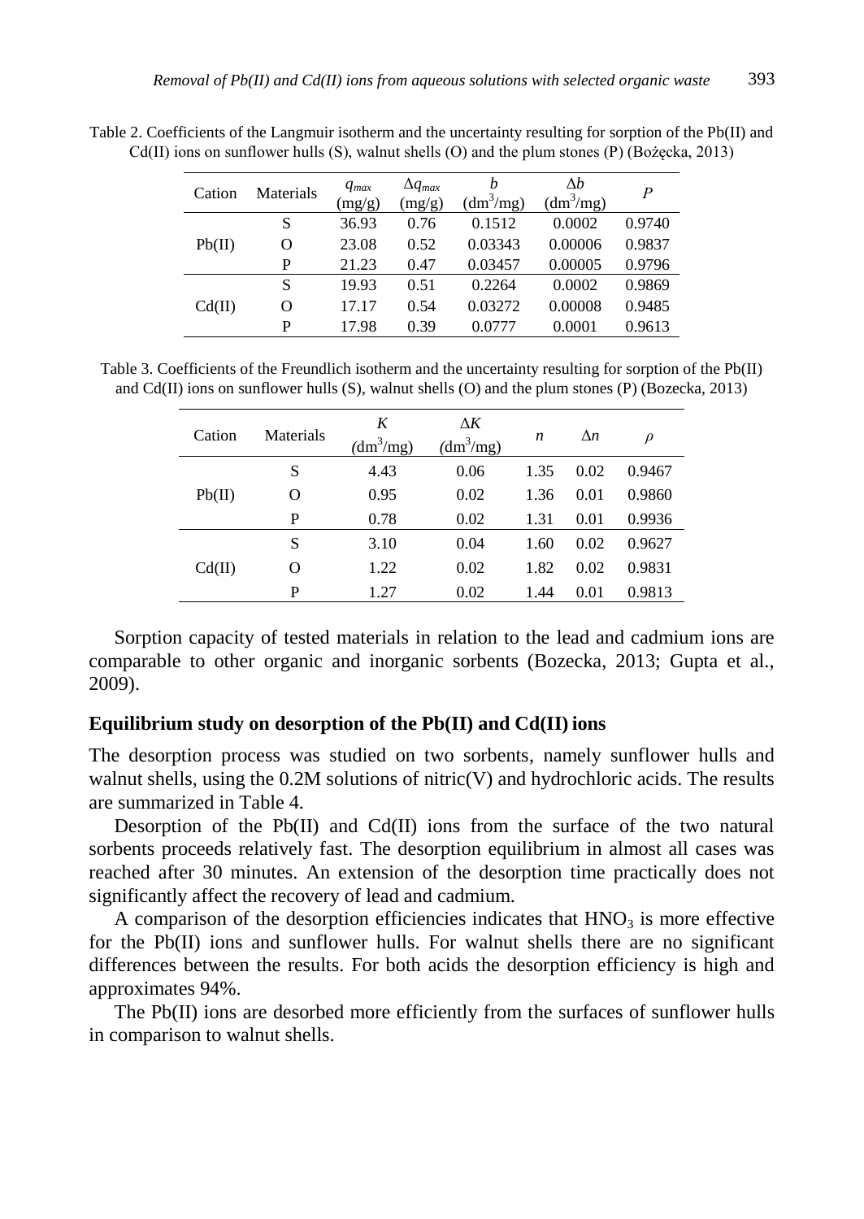Table 2. Coefficients of the Langmuir isotherm and the uncertainty resulting for sorption of the Pb(II) and Cd(II) ions on sunflower hulls (S), walnut shells (O) and the plum stones (P) (Bożęcka, 2013)

| Cation | Materials | $q_{max}$ (mg/g) | $\Delta q_{max}$ (mg/g) | $b$ ($dm^3$/mg) | $\Delta b$ ($dm^3$/mg) | $P$ |
|---|---|---|---|---|---|---|
| Pb(II) | S | 36.93 | 0.76 | 0.1512 | 0.0002 | 0.9740 |
| | O | 23.08 | 0.52 | 0.03343 | 0.00006 | 0.9837 |
| | P | 21.23 | 0.47 | 0.03457 | 0.00005 | 0.9796 |
| Cd(II) | S | 19.93 | 0.51 | 0.2264 | 0.0002 | 0.9869 |
| | O | 17.17 | 0.54 | 0.03272 | 0.00008 | 0.9485 |
| | P | 17.98 | 0.39 | 0.0777 | 0.0001 | 0.9613 |

Table 3. Coefficients of the Freundlich isotherm and the uncertainty resulting for sorption of the Pb(II) and Cd(II) ions on sunflower hulls (S), walnut shells (O) and the plum stones (P) (Bozecka, 2013)

| Cation | Materials | $K$ ($dm^3$/mg) | $\Delta K$ ($dm^3$/mg) | $n$ | $\Delta n$ | $\rho$ |
|---|---|---|---|---|---|---|
| Pb(II) | S | 4.43 | 0.06 | 1.35 | 0.02 | 0.9467 |
| | O | 0.95 | 0.02 | 1.36 | 0.01 | 0.9860 |
| | P | 0.78 | 0.02 | 1.31 | 0.01 | 0.9936 |
| Cd(II) | S | 3.10 | 0.04 | 1.60 | 0.02 | 0.9627 |
| | O | 1.22 | 0.02 | 1.82 | 0.02 | 0.9831 |
| | P | 1.27 | 0.02 | 1.44 | 0.01 | 0.9813 |

Sorption capacity of tested materials in relation to the lead and cadmium ions are comparable to other organic and inorganic sorbents (Bozecka, 2013; Gupta et al., 2009).

## Equilibrium study on desorption of the Pb(II) and Cd(II) ions

The desorption process was studied on two sorbents, namely sunflower hulls and walnut shells, using the 0.2M solutions of nitric(V) and hydrochloric acids. The results are summarized in Table 4.

Desorption of the Pb(II) and Cd(II) ions from the surface of the two natural sorbents proceeds relatively fast. The desorption equilibrium in almost all cases was reached after 30 minutes. An extension of the desorption time practically does not significantly affect the recovery of lead and cadmium.

A comparison of the desorption efficiencies indicates that $HNO_3$ is more effective for the Pb(II) ions and sunflower hulls. For walnut shells there are no significant differences between the results. For both acids the desorption efficiency is high and approximates 94%.

The Pb(II) ions are desorbed more efficiently from the surfaces of sunflower hulls in comparison to walnut shells.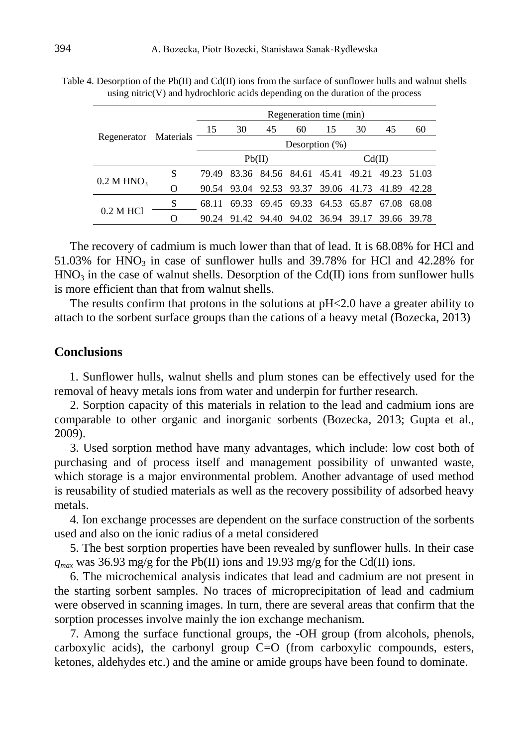Table 4. Desorption of the Pb(II) and Cd(II) ions from the surface of sunflower hulls and walnut shells using nitric(V) and hydrochloric acids depending on the duration of the process

| Regenerator | Materials | Regeneration time (min) | | | | | | | |
|---|---|---|---|---|---|---|---|---|---|
| | | 15 | 30 | 45 | 60 | 15 | 30 | 45 | 60 |
| | | Desorption (%) | | | | | | | |
| | | Pb(II) | | | | Cd(II) | | | |
| 0.2 M $HNO_3$ | S | 79.49 | 83.36 | 84.56 | 84.61 | 45.41 | 49.21 | 49.23 | 51.03 |
| | O | 90.54 | 93.04 | 92.53 | 93.37 | 39.06 | 41.73 | 41.89 | 42.28 |
| 0.2 M HCl | S | 68.11 | 69.33 | 69.45 | 69.33 | 64.53 | 65.87 | 67.08 | 68.08 |
| | O | 90.24 | 91.42 | 94.40 | 94.02 | 36.94 | 39.17 | 39.66 | 39.78 |

The recovery of cadmium is much lower than that of lead. It is 68.08% for HCl and 51.03% for $HNO_3$ in case of sunflower hulls and 39.78% for HCl and 42.28% for $HNO_3$ in the case of walnut shells. Desorption of the Cd(II) ions from sunflower hulls is more efficient than that from walnut shells.

The results confirm that protons in the solutions at pH<2.0 have a greater ability to attach to the sorbent surface groups than the cations of a heavy metal (Bozecka, 2013)

## Conclusions

1. Sunflower hulls, walnut shells and plum stones can be effectively used for the removal of heavy metals ions from water and underpin for further research.

2. Sorption capacity of this materials in relation to the lead and cadmium ions are comparable to other organic and inorganic sorbents (Bozecka, 2013; Gupta et al., 2009).

3. Used sorption method have many advantages, which include: low cost both of purchasing and of process itself and management possibility of unwanted waste, which storage is a major environmental problem. Another advantage of used method is reusability of studied materials as well as the recovery possibility of adsorbed heavy metals.

4. Ion exchange processes are dependent on the surface construction of the sorbents used and also on the ionic radius of a metal considered

5. The best sorption properties have been revealed by sunflower hulls. In their case $q_{max}$ was 36.93 mg/g for the Pb(II) ions and 19.93 mg/g for the Cd(II) ions.

6. The microchemical analysis indicates that lead and cadmium are not present in the starting sorbent samples. No traces of microprecipitation of lead and cadmium were observed in scanning images. In turn, there are several areas that confirm that the sorption processes involve mainly the ion exchange mechanism.

7. Among the surface functional groups, the -OH group (from alcohols, phenols, carboxylic acids), the carbonyl group C=O (from carboxylic compounds, esters, ketones, aldehydes etc.) and the amine or amide groups have been found to dominate.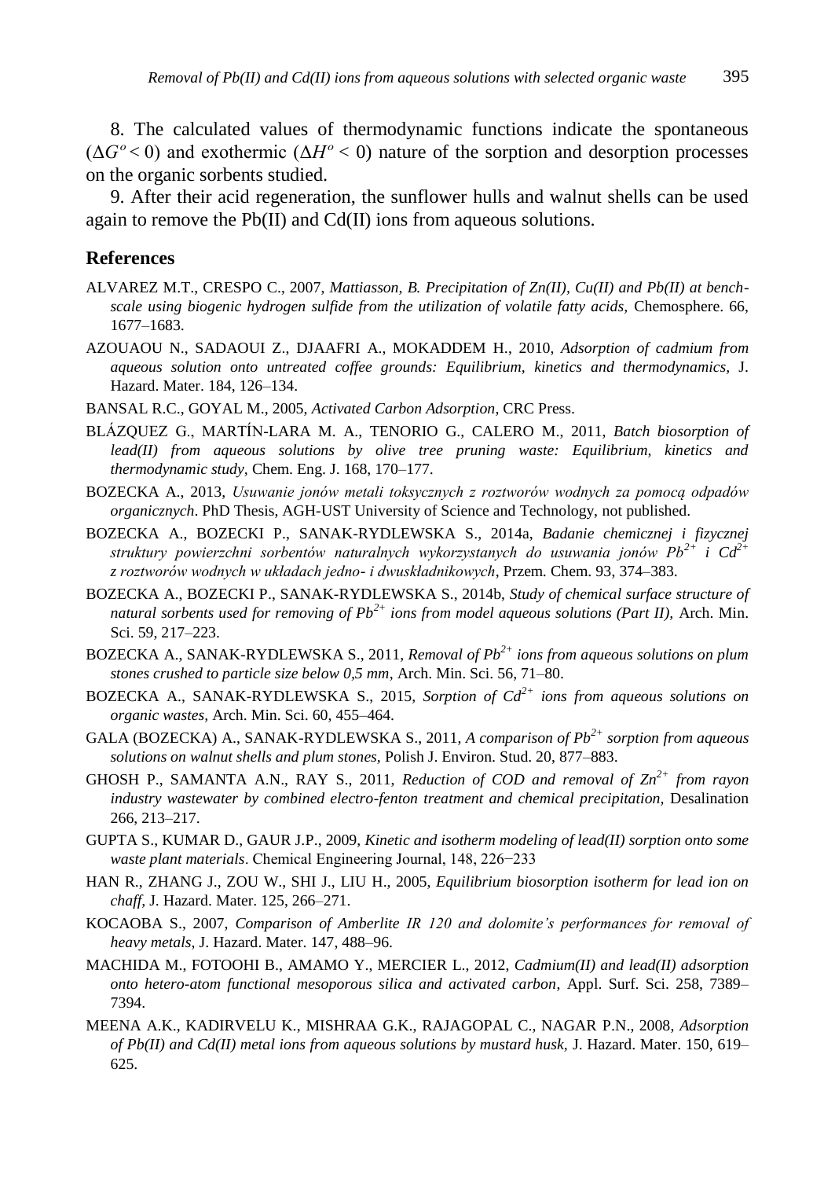8. The calculated values of thermodynamic functions indicate the spontaneous ($\Delta G^o < 0$) and exothermic ($\Delta H^o < 0$) nature of the sorption and desorption processes on the organic sorbents studied.

9. After their acid regeneration, the sunflower hulls and walnut shells can be used again to remove the Pb(II) and Cd(II) ions from aqueous solutions.

## References

ALVAREZ M.T., CRESPO C., 2007, *Mattiasson, B. Precipitation of Zn(II), Cu(II) and Pb(II) at bench-scale using biogenic hydrogen sulfide from the utilization of volatile fatty acids,* Chemosphere. 66, 1677–1683.

AZOUAOU N., SADAOUI Z., DJAAFRI A., MOKADDEM H., 2010, *Adsorption of cadmium from aqueous solution onto untreated coffee grounds: Equilibrium, kinetics and thermodynamics,* J. Hazard. Mater. 184, 126–134.

BANSAL R.C., GOYAL M., 2005, *Activated Carbon Adsorption*, CRC Press.

BLÁZQUEZ G., MARTÍN-LARA M. A., TENORIO G., CALERO M., 2011, *Batch biosorption of lead(II) from aqueous solutions by olive tree pruning waste: Equilibrium, kinetics and thermodynamic study,* Chem. Eng. J. 168, 170–177.

BOZECKA A., 2013, *Usuwanie jonów metali toksycznych z roztworów wodnych za pomocą odpadów organicznych*. PhD Thesis, AGH-UST University of Science and Technology, not published.

BOZECKA A., BOZECKI P., SANAK-RYDLEWSKA S., 2014a, *Badanie chemicznej i fizycznej struktury powierzchni sorbentów naturalnych wykorzystanych do usuwania jonów $Pb^{2+}$ i $Cd^{2+}$ z roztworów wodnych w układach jedno- i dwuskładnikowych*, Przem. Chem. 93, 374–383.

BOZECKA A., BOZECKI P., SANAK-RYDLEWSKA S., 2014b, *Study of chemical surface structure of natural sorbents used for removing of $Pb^{2+}$ ions from model aqueous solutions (Part II),* Arch. Min. Sci. 59, 217–223.

BOZECKA A., SANAK-RYDLEWSKA S., 2011, *Removal of $Pb^{2+}$ ions from aqueous solutions on plum stones crushed to particle size below 0,5 mm*, Arch. Min. Sci. 56, 71–80.

BOZECKA A., SANAK-RYDLEWSKA S., 2015, *Sorption of $Cd^{2+}$ ions from aqueous solutions on organic wastes*, Arch. Min. Sci. 60, 455–464.

GALA (BOZECKA) A., SANAK-RYDLEWSKA S., 2011, *A comparison of $Pb^{2+}$ sorption from aqueous solutions on walnut shells and plum stones,* Polish J. Environ. Stud. 20, 877–883.

GHOSH P., SAMANTA A.N., RAY S., 2011, *Reduction of COD and removal of $Zn^{2+}$ from rayon industry wastewater by combined electro-fenton treatment and chemical precipitation,* Desalination 266, 213–217.

GUPTA S., KUMAR D., GAUR J.P., 2009, *Kinetic and isotherm modeling of lead(II) sorption onto some waste plant materials*. Chemical Engineering Journal, 148, 226−233

HAN R., ZHANG J., ZOU W., SHI J., LIU H., 2005, *Equilibrium biosorption isotherm for lead ion on chaff,* J. Hazard. Mater. 125, 266–271.

KOCAOBA S., 2007, *Comparison of Amberlite IR 120 and dolomite's performances for removal of heavy metals,* J. Hazard. Mater. 147, 488–96.

MACHIDA M., FOTOOHI B., AMAMO Y., MERCIER L., 2012, *Cadmium(II) and lead(II) adsorption onto hetero-atom functional mesoporous silica and activated carbon,* Appl. Surf. Sci. 258, 7389–7394.

MEENA A.K., KADIRVELU K., MISHRAA G.K., RAJAGOPAL C., NAGAR P.N., 2008, *Adsorption of Pb(II) and Cd(II) metal ions from aqueous solutions by mustard husk,* J. Hazard. Mater. 150, 619–625.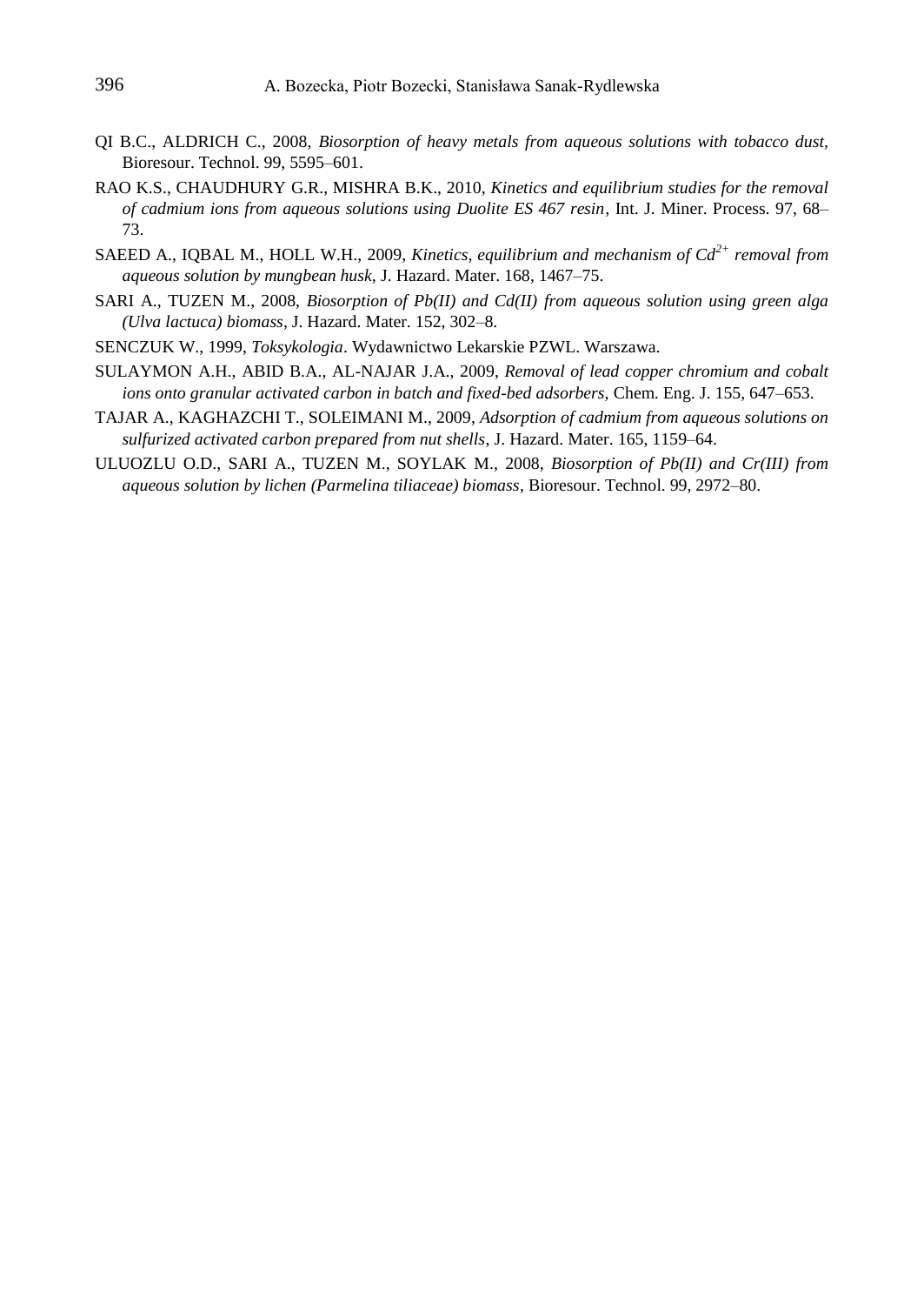QI B.C., ALDRICH C., 2008, *Biosorption of heavy metals from aqueous solutions with tobacco dust*, Bioresour. Technol. 99, 5595–601.

RAO K.S., CHAUDHURY G.R., MISHRA B.K., 2010, *Kinetics and equilibrium studies for the removal of cadmium ions from aqueous solutions using Duolite ES 467 resin*, Int. J. Miner. Process. 97, 68–73.

SAEED A., IQBAL M., HOLL W.H., 2009, *Kinetics, equilibrium and mechanism of $Cd^{2+}$ removal from aqueous solution by mungbean husk,* J. Hazard. Mater. 168, 1467–75.

SARI A., TUZEN M., 2008, *Biosorption of Pb(II) and Cd(II) from aqueous solution using green alga (Ulva lactuca) biomass*, J. Hazard. Mater. 152, 302–8.

SENCZUK W., 1999, *Toksykologia*. Wydawnictwo Lekarskie PZWL. Warszawa.

SULAYMON A.H., ABID B.A., AL-NAJAR J.A., 2009, *Removal of lead copper chromium and cobalt ions onto granular activated carbon in batch and fixed-bed adsorbers,* Chem. Eng. J. 155, 647–653.

TAJAR A., KAGHAZCHI T., SOLEIMANI M., 2009, *Adsorption of cadmium from aqueous solutions on sulfurized activated carbon prepared from nut shells*, J. Hazard. Mater. 165, 1159–64.

ULUOZLU O.D., SARI A., TUZEN M., SOYLAK M., 2008, *Biosorption of Pb(II) and Cr(III) from aqueous solution by lichen (Parmelina tiliaceae) biomass*, Bioresour. Technol. 99, 2972–80.